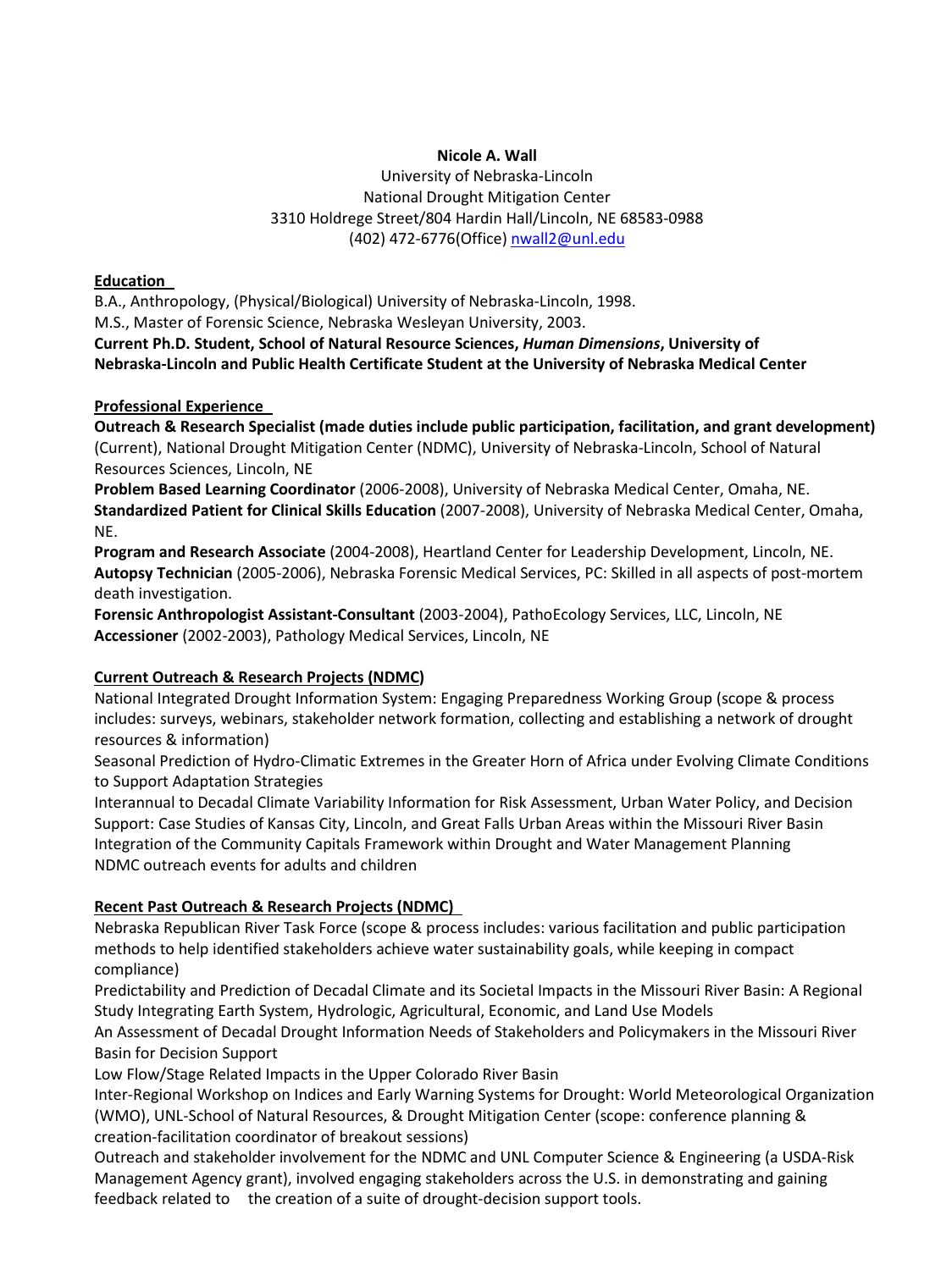**Nicole A. Wall**

University of Nebraska-Lincoln
National Drought Mitigation Center
3310 Holdrege Street/804 Hardin Hall/Lincoln, NE 68583-0988
(402) 472-6776(Office) nwall2@unl.edu

## Education

B.A., Anthropology, (Physical/Biological) University of Nebraska-Lincoln, 1998.
M.S., Master of Forensic Science, Nebraska Wesleyan University, 2003.
**Current Ph.D. Student, School of Natural Resource Sciences, *Human Dimensions*, University of Nebraska-Lincoln and Public Health Certificate Student at the University of Nebraska Medical Center**

## Professional Experience

**Outreach & Research Specialist (made duties include public participation, facilitation, and grant development)** (Current), National Drought Mitigation Center (NDMC), University of Nebraska-Lincoln, School of Natural Resources Sciences, Lincoln, NE
**Problem Based Learning Coordinator** (2006-2008), University of Nebraska Medical Center, Omaha, NE.
**Standardized Patient for Clinical Skills Education** (2007-2008), University of Nebraska Medical Center, Omaha, NE.
**Program and Research Associate** (2004-2008), Heartland Center for Leadership Development, Lincoln, NE.
**Autopsy Technician** (2005-2006), Nebraska Forensic Medical Services, PC: Skilled in all aspects of post-mortem death investigation.
**Forensic Anthropologist Assistant-Consultant** (2003-2004), PathoEcology Services, LLC, Lincoln, NE
**Accessioner** (2002-2003), Pathology Medical Services, Lincoln, NE

## Current Outreach & Research Projects (NDMC)

National Integrated Drought Information System: Engaging Preparedness Working Group (scope & process includes: surveys, webinars, stakeholder network formation, collecting and establishing a network of drought resources & information)
Seasonal Prediction of Hydro-Climatic Extremes in the Greater Horn of Africa under Evolving Climate Conditions to Support Adaptation Strategies
Interannual to Decadal Climate Variability Information for Risk Assessment, Urban Water Policy, and Decision Support: Case Studies of Kansas City, Lincoln, and Great Falls Urban Areas within the Missouri River Basin
Integration of the Community Capitals Framework within Drought and Water Management Planning
NDMC outreach events for adults and children

## Recent Past Outreach & Research Projects (NDMC)

Nebraska Republican River Task Force (scope & process includes: various facilitation and public participation methods to help identified stakeholders achieve water sustainability goals, while keeping in compact compliance)
Predictability and Prediction of Decadal Climate and its Societal Impacts in the Missouri River Basin: A Regional Study Integrating Earth System, Hydrologic, Agricultural, Economic, and Land Use Models
An Assessment of Decadal Drought Information Needs of Stakeholders and Policymakers in the Missouri River Basin for Decision Support
Low Flow/Stage Related Impacts in the Upper Colorado River Basin
Inter-Regional Workshop on Indices and Early Warning Systems for Drought: World Meteorological Organization (WMO), UNL-School of Natural Resources, & Drought Mitigation Center (scope: conference planning & creation-facilitation coordinator of breakout sessions)
Outreach and stakeholder involvement for the NDMC and UNL Computer Science & Engineering (a USDA-Risk Management Agency grant), involved engaging stakeholders across the U.S. in demonstrating and gaining feedback related to the creation of a suite of drought-decision support tools.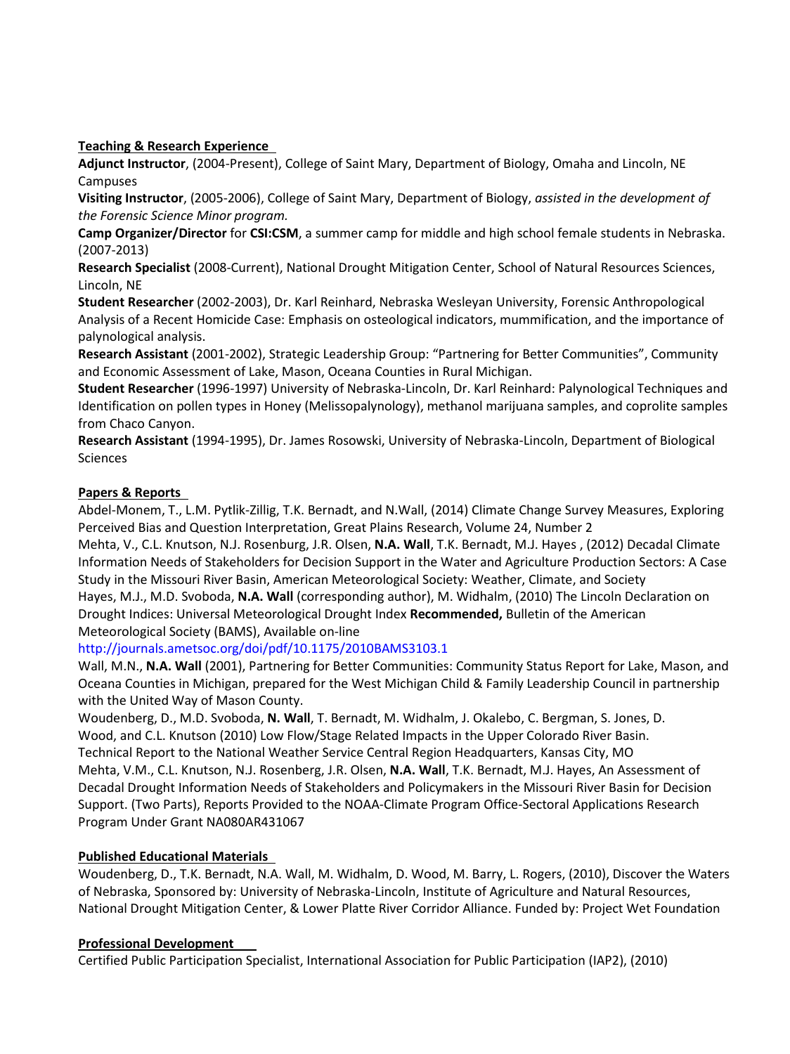**Teaching & Research Experience**

**Adjunct Instructor**, (2004-Present), College of Saint Mary, Department of Biology, Omaha and Lincoln, NE Campuses

**Visiting Instructor**, (2005-2006), College of Saint Mary, Department of Biology, *assisted in the development of the Forensic Science Minor program.*

**Camp Organizer/Director** for **CSI:CSM**, a summer camp for middle and high school female students in Nebraska. (2007-2013)

**Research Specialist** (2008-Current), National Drought Mitigation Center, School of Natural Resources Sciences, Lincoln, NE

**Student Researcher** (2002-2003), Dr. Karl Reinhard, Nebraska Wesleyan University, Forensic Anthropological Analysis of a Recent Homicide Case: Emphasis on osteological indicators, mummification, and the importance of palynological analysis.

**Research Assistant** (2001-2002), Strategic Leadership Group: "Partnering for Better Communities", Community and Economic Assessment of Lake, Mason, Oceana Counties in Rural Michigan.

**Student Researcher** (1996-1997) University of Nebraska-Lincoln, Dr. Karl Reinhard: Palynological Techniques and Identification on pollen types in Honey (Melissopalynology), methanol marijuana samples, and coprolite samples from Chaco Canyon.

**Research Assistant** (1994-1995), Dr. James Rosowski, University of Nebraska-Lincoln, Department of Biological Sciences

**Papers & Reports**

Abdel-Monem, T., L.M. Pytlik-Zillig, T.K. Bernadt, and N.Wall, (2014) Climate Change Survey Measures, Exploring Perceived Bias and Question Interpretation, Great Plains Research, Volume 24, Number 2

Mehta, V., C.L. Knutson, N.J. Rosenburg, J.R. Olsen, **N.A. Wall**, T.K. Bernadt, M.J. Hayes , (2012) Decadal Climate Information Needs of Stakeholders for Decision Support in the Water and Agriculture Production Sectors: A Case Study in the Missouri River Basin, American Meteorological Society: Weather, Climate, and Society

Hayes, M.J., M.D. Svoboda, **N.A. Wall** (corresponding author), M. Widhalm, (2010) The Lincoln Declaration on Drought Indices: Universal Meteorological Drought Index **Recommended,** Bulletin of the American Meteorological Society (BAMS), Available on-line
http://journals.ametsoc.org/doi/pdf/10.1175/2010BAMS3103.1

Wall, M.N., **N.A. Wall** (2001), Partnering for Better Communities: Community Status Report for Lake, Mason, and Oceana Counties in Michigan, prepared for the West Michigan Child & Family Leadership Council in partnership with the United Way of Mason County.

Woudenberg, D., M.D. Svoboda, **N. Wall**, T. Bernadt, M. Widhalm, J. Okalebo, C. Bergman, S. Jones, D. Wood, and C.L. Knutson (2010) Low Flow/Stage Related Impacts in the Upper Colorado River Basin. Technical Report to the National Weather Service Central Region Headquarters, Kansas City, MO

Mehta, V.M., C.L. Knutson, N.J. Rosenberg, J.R. Olsen, **N.A. Wall**, T.K. Bernadt, M.J. Hayes, An Assessment of Decadal Drought Information Needs of Stakeholders and Policymakers in the Missouri River Basin for Decision Support. (Two Parts), Reports Provided to the NOAA-Climate Program Office-Sectoral Applications Research Program Under Grant NA080AR431067

**Published Educational Materials**

Woudenberg, D., T.K. Bernadt, N.A. Wall, M. Widhalm, D. Wood, M. Barry, L. Rogers, (2010), Discover the Waters of Nebraska, Sponsored by: University of Nebraska-Lincoln, Institute of Agriculture and Natural Resources, National Drought Mitigation Center, & Lower Platte River Corridor Alliance. Funded by: Project Wet Foundation

**Professional Development**

Certified Public Participation Specialist, International Association for Public Participation (IAP2), (2010)